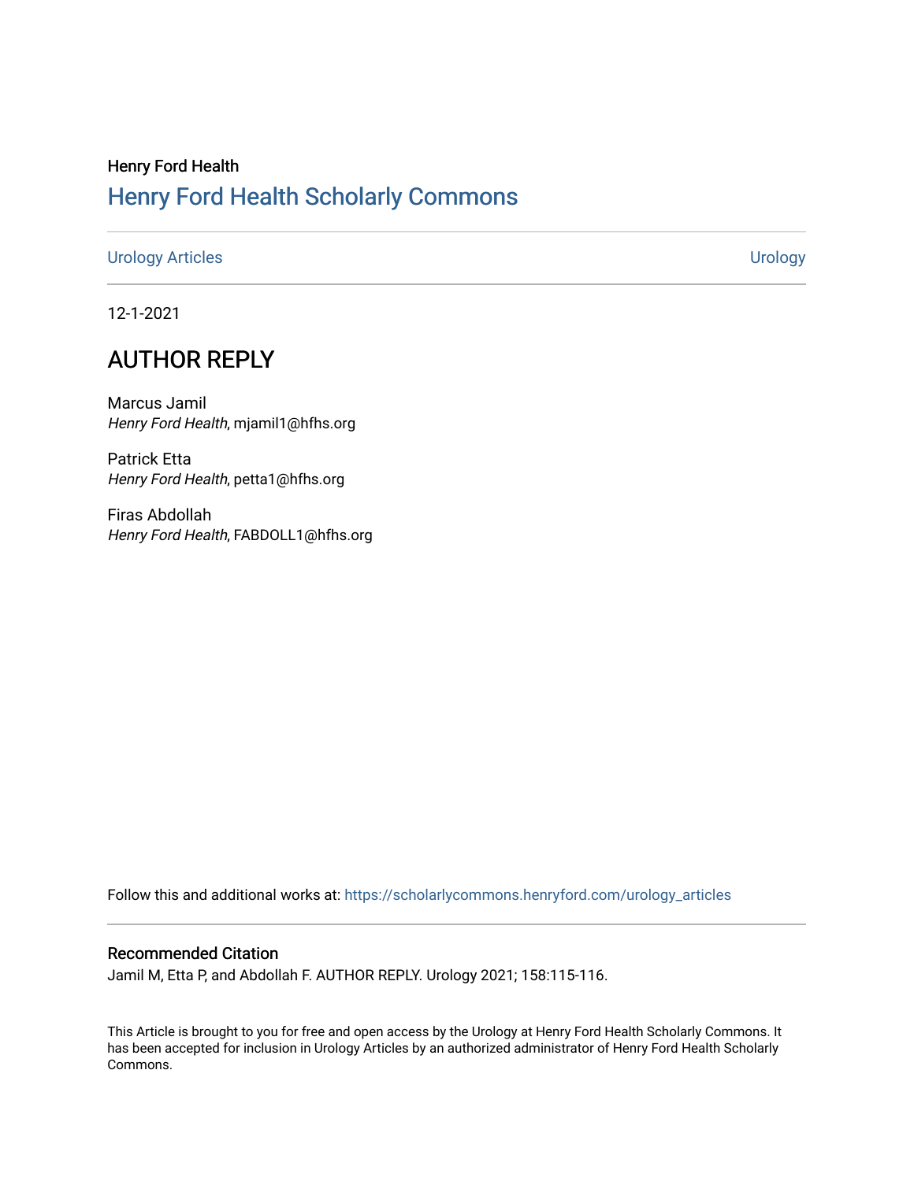Henry Ford Health

# Henry Ford Health Scholarly Commons

Urology Articles | Urology

12-1-2021

## AUTHOR REPLY

Marcus Jamil
*Henry Ford Health*, mjamil1@hfhs.org

Patrick Etta
*Henry Ford Health*, petta1@hfhs.org

Firas Abdollah
*Henry Ford Health*, FABDOLL1@hfhs.org

Follow this and additional works at: https://scholarlycommons.henryford.com/urology_articles

### Recommended Citation

Jamil M, Etta P, and Abdollah F. AUTHOR REPLY. Urology 2021; 158:115-116.

This Article is brought to you for free and open access by the Urology at Henry Ford Health Scholarly Commons. It has been accepted for inclusion in Urology Articles by an authorized administrator of Henry Ford Health Scholarly Commons.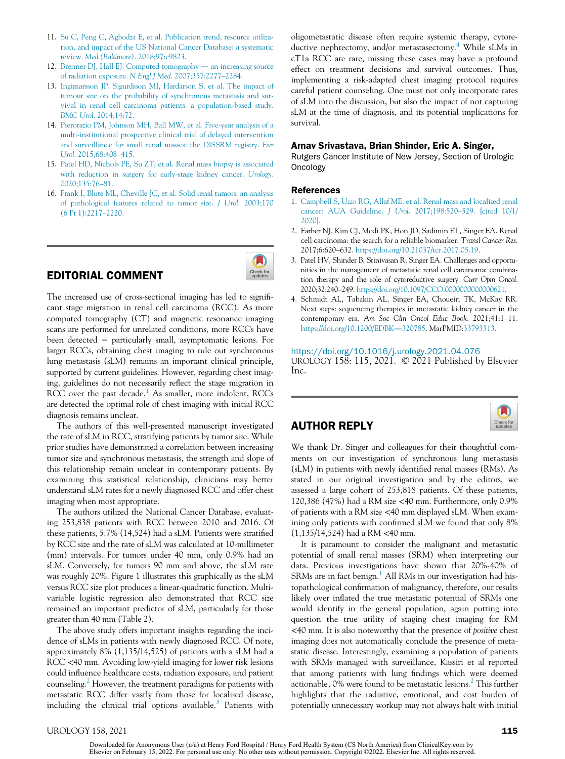11. Su C, Peng C, Agbodza E, et al. Publication trend, resource utilization, and impact of the US National Cancer Database: a systematic review. *Med (Baltimore)*. 2018;97:e9823.
12. Brenner DJ, Hall EJ. Computed tomography — an increasing source of radiation exposure. *N Engl J Med*. 2007;357:2277–2284.
13. Ingimarsson JP, Sigurdsson MI, Hardarson S, et al. The impact of tumour size on the probability of synchronous metastasis and survival in renal cell carcinoma patients: a population-based study. *BMC Urol*. 2014;14:72.
14. Pierorazio PM, Johnson MH, Ball MW, et al. Five-year analysis of a multi-institutional prospective clinical trial of delayed intervention and surveillance for small renal masses: the DISSRM registry. *Eur Urol*. 2015;68:408–415.
15. Patel HD, Nichols PE, Su ZT, et al. Renal mass biopsy is associated with reduction in surgery for early-stage kidney cancer. *Urology*. 2020;135:76–81.
16. Frank I, Blute ML, Cheville JC, et al. Solid renal tumors: an analysis of pathological features related to tumor size. *J Urol*. 2003;170 (6 Pt 1):2217–2220.

## EDITORIAL COMMENT

The increased use of cross-sectional imaging has led to significant stage migration in renal cell carcinoma (RCC). As more computed tomography (CT) and magnetic resonance imaging scans are performed for unrelated conditions, more RCCs have been detected — particularly small, asymptomatic lesions. For larger RCCs, obtaining chest imaging to rule out synchronous lung metastasis (sLM) remains an important clinical principle, supported by current guidelines. However, regarding chest imaging, guidelines do not necessarily reflect the stage migration in RCC over the past decade.[1] As smaller, more indolent, RCCs are detected the optimal role of chest imaging with initial RCC diagnosis remains unclear.

The authors of this well-presented manuscript investigated the rate of sLM in RCC, stratifying patients by tumor size. While prior studies have demonstrated a correlation between increasing tumor size and synchronous metastasis, the strength and slope of this relationship remain unclear in contemporary patients. By examining this statistical relationship, clinicians may better understand sLM rates for a newly diagnosed RCC and offer chest imaging when most appropriate.

The authors utilized the National Cancer Database, evaluating 253,838 patients with RCC between 2010 and 2016. Of these patients, 5.7% (14,524) had a sLM. Patients were stratified by RCC size and the rate of sLM was calculated at 10-millimeter (mm) intervals. For tumors under 40 mm, only 0.9% had an sLM. Conversely, for tumors 90 mm and above, the sLM rate was roughly 20%. Figure 1 illustrates this graphically as the sLM versus RCC size plot produces a linear-quadratic function. Multivariable logistic regression also demonstrated that RCC size remained an important predictor of sLM, particularly for those greater than 40 mm (Table 2).

The above study offers important insights regarding the incidence of sLMs in patients with newly diagnosed RCC. Of note, approximately 8% (1,135/14,525) of patients with a sLM had a RCC <40 mm. Avoiding low-yield imaging for lower risk lesions could influence healthcare costs, radiation exposure, and patient counseling.[2] However, the treatment paradigms for patients with metastatic RCC differ vastly from those for localized disease, including the clinical trial options available.[3] Patients with oligometastatic disease often require systemic therapy, cytoreductive nephrectomy, and/or metastasectomy.[4] While sLMs in cT1a RCC are rare, missing these cases may have a profound effect on treatment decisions and survival outcomes. Thus, implementing a risk-adapted chest imaging protocol requires careful patient counseling. One must not only incorporate rates of sLM into the discussion, but also the impact of not capturing sLM at the time of diagnosis, and its potential implications for survival.

**Arnav Srivastava, Brian Shinder, Eric A. Singer,**
Rutgers Cancer Institute of New Jersey, Section of Urologic Oncology

### References

1. Campbell S, Uzzo RG, Allaf ME. et al. Renal mass and localized renal cancer: AUA Guideline. *J Urol*. 2017;198:520–529. [cited 10/1/2020].
2. Farber NJ, Kim CJ, Modi PK, Hon JD, Sadimin ET, Singer EA. Renal cell carcinoma: the search for a reliable biomarker. *Transl Cancer Res*. 2017;6:620–632. https://doi.org/10.21037/tcr.2017.05.19.
3. Patel HV, Shinder B, Srinivasan R, Singer EA. Challenges and opportunities in the management of metastatic renal cell carcinoma: combination therapy and the role of cytoreductive surgery. *Curr Opin Oncol*. 2020;32:240–249. https://doi.org/10.1097/CCO.0000000000000621.
4. Schmidt AL, Tabakin AL, Singer EA, Choueiri TK, McKay RR. Next steps: sequencing therapies in metastatic kidney cancer in the contemporary era. *Am Soc Clin Oncol Educ Book*. 2021;41:1–11. https://doi.org/10.1200/EDBK—320785. MarPMID:33793313.

https://doi.org/10.1016/j.urology.2021.04.076
UROLOGY 158: 115, 2021. © 2021 Published by Elsevier Inc.

## AUTHOR REPLY

We thank Dr. Singer and colleagues for their thoughtful comments on our investigation of synchronous lung metastasis (sLM) in patients with newly identified renal masses (RMs). As stated in our original investigation and by the editors, we assessed a large cohort of 253,818 patients. Of these patients, 120,386 (47%) had a RM size <40 mm. Furthermore, only 0.9% of patients with a RM size <40 mm displayed sLM. When examining only patients with confirmed sLM we found that only 8% (1,135/14,524) had a RM <40 mm.

It is paramount to consider the malignant and metastatic potential of small renal masses (SRM) when interpreting our data. Previous investigations have shown that 20%-40% of SRMs are in fact benign.[1] All RMs in our investigation had histopathological confirmation of malignancy, therefore, our results likely over inflated the true metastatic potential of SRMs one would identify in the general population, again putting into question the true utility of staging chest imaging for RM <40 mm. It is also noteworthy that the presence of *positive* chest imaging does not automatically conclude the presence of metastatic disease. Interestingly, examining a population of patients with SRMs managed with surveillance, Kassiri et al reported that among patients with lung findings which were deemed actionable, 0% were found to be metastatic lesions.[2] This further highlights that the radiative, emotional, and cost burden of potentially unnecessary workup may not always halt with initial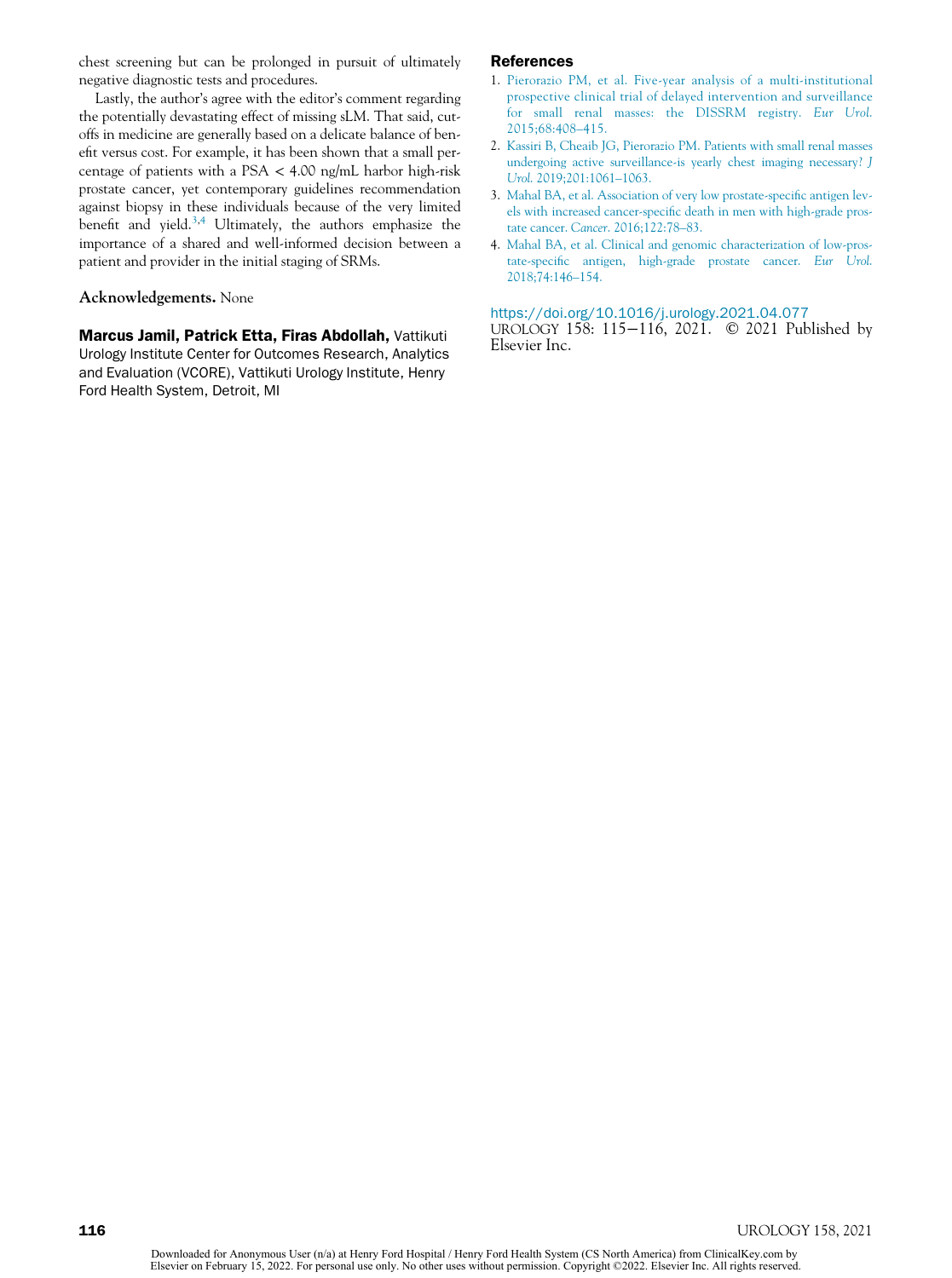chest screening but can be prolonged in pursuit of ultimately negative diagnostic tests and procedures.

Lastly, the author's agree with the editor's comment regarding the potentially devastating effect of missing sLM. That said, cutoffs in medicine are generally based on a delicate balance of benefit versus cost. For example, it has been shown that a small percentage of patients with a PSA < 4.00 ng/mL harbor high-risk prostate cancer, yet contemporary guidelines recommendation against biopsy in these individuals because of the very limited benefit and yield.[3,4] Ultimately, the authors emphasize the importance of a shared and well-informed decision between a patient and provider in the initial staging of SRMs.

**Acknowledgements.** None

**Marcus Jamil, Patrick Etta, Firas Abdollah,** Vattikuti Urology Institute Center for Outcomes Research, Analytics and Evaluation (VCORE), Vattikuti Urology Institute, Henry Ford Health System, Detroit, MI

## References

1. Pierorazio PM, et al. Five-year analysis of a multi-institutional prospective clinical trial of delayed intervention and surveillance for small renal masses: the DISSRM registry. *Eur Urol*. 2015;68:408–415.
2. Kassiri B, Cheaib JG, Pierorazio PM. Patients with small renal masses undergoing active surveillance-is yearly chest imaging necessary? *J Urol*. 2019;201:1061–1063.
3. Mahal BA, et al. Association of very low prostate-specific antigen levels with increased cancer-specific death in men with high-grade prostate cancer. *Cancer*. 2016;122:78–83.
4. Mahal BA, et al. Clinical and genomic characterization of low-prostate-specific antigen, high-grade prostate cancer. *Eur Urol*. 2018;74:146–154.

https://doi.org/10.1016/j.urology.2021.04.077
UROLOGY 158: 115−116, 2021. © 2021 Published by Elsevier Inc.